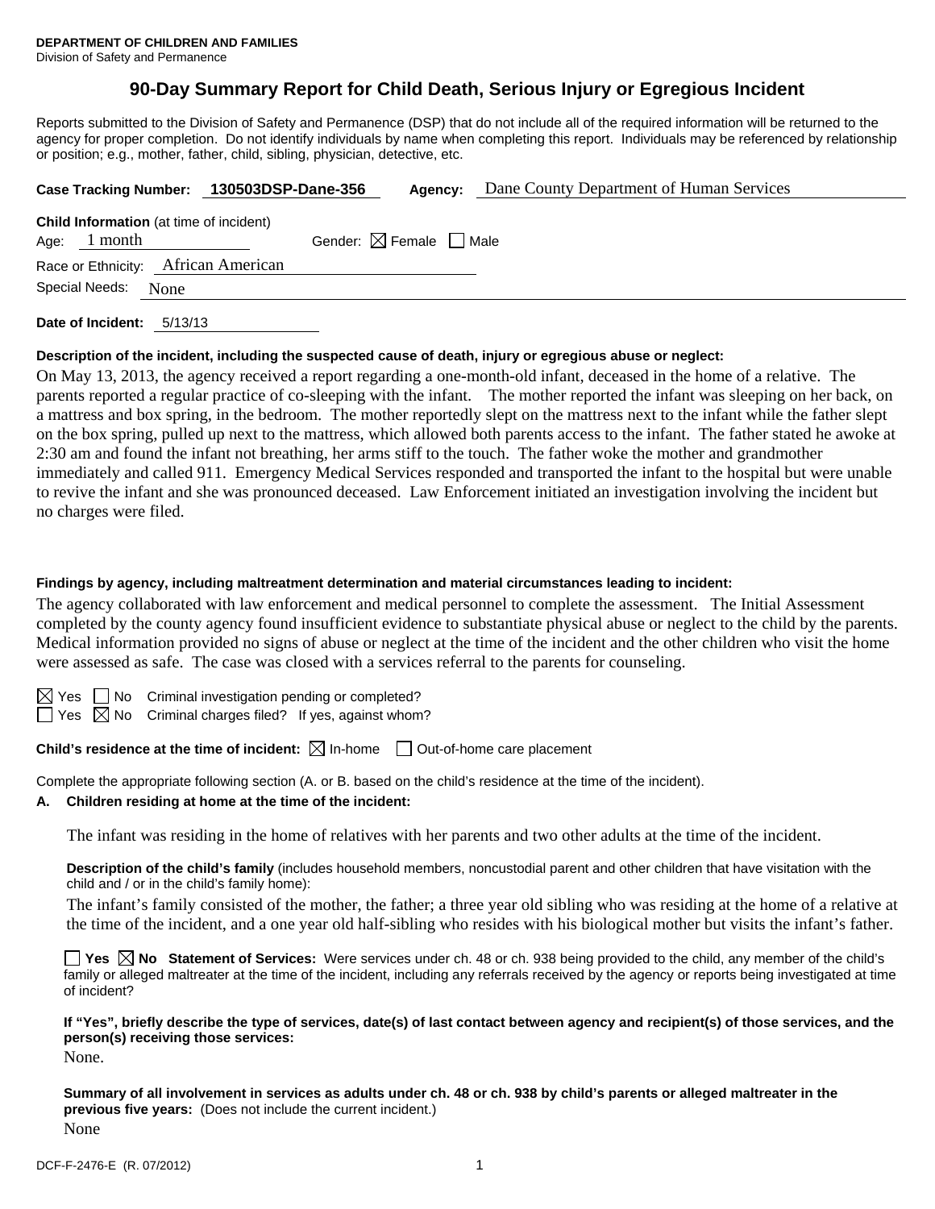**DEPARTMENT OF CHILDREN AND FAMILIES**
Division of Safety and Permanence

# 90-Day Summary Report for Child Death, Serious Injury or Egregious Incident

Reports submitted to the Division of Safety and Permanence (DSP) that do not include all of the required information will be returned to the agency for proper completion. Do not identify individuals by name when completing this report. Individuals may be referenced by relationship or position; e.g., mother, father, child, sibling, physician, detective, etc.

**Case Tracking Number:** 130503DSP-Dane-356 **Agency:** Dane County Department of Human Services

**Child Information** (at time of incident)
Age: 1 month Gender: ☒ Female ☐ Male
Race or Ethnicity: African American
Special Needs: None

**Date of Incident:** 5/13/13

**Description of the incident, including the suspected cause of death, injury or egregious abuse or neglect:**

On May 13, 2013, the agency received a report regarding a one-month-old infant, deceased in the home of a relative. The parents reported a regular practice of co-sleeping with the infant. The mother reported the infant was sleeping on her back, on a mattress and box spring, in the bedroom. The mother reportedly slept on the mattress next to the infant while the father slept on the box spring, pulled up next to the mattress, which allowed both parents access to the infant. The father stated he awoke at 2:30 am and found the infant not breathing, her arms stiff to the touch. The father woke the mother and grandmother immediately and called 911. Emergency Medical Services responded and transported the infant to the hospital but were unable to revive the infant and she was pronounced deceased. Law Enforcement initiated an investigation involving the incident but no charges were filed.

**Findings by agency, including maltreatment determination and material circumstances leading to incident:**

The agency collaborated with law enforcement and medical personnel to complete the assessment. The Initial Assessment completed by the county agency found insufficient evidence to substantiate physical abuse or neglect to the child by the parents. Medical information provided no signs of abuse or neglect at the time of the incident and the other children who visit the home were assessed as safe. The case was closed with a services referral to the parents for counseling.

☒ Yes ☐ No Criminal investigation pending or completed?
☐ Yes ☒ No Criminal charges filed? If yes, against whom?

**Child's residence at the time of incident:** ☒ In-home ☐ Out-of-home care placement

Complete the appropriate following section (A. or B. based on the child's residence at the time of the incident).

**A. Children residing at home at the time of the incident:**

The infant was residing in the home of relatives with her parents and two other adults at the time of the incident.

**Description of the child's family** (includes household members, noncustodial parent and other children that have visitation with the child and / or in the child's family home):

The infant's family consisted of the mother, the father; a three year old sibling who was residing at the home of a relative at the time of the incident, and a one year old half-sibling who resides with his biological mother but visits the infant's father.

☐ **Yes** ☒ **No** **Statement of Services:** Were services under ch. 48 or ch. 938 being provided to the child, any member of the child's family or alleged maltreater at the time of the incident, including any referrals received by the agency or reports being investigated at time of incident?

**If "Yes", briefly describe the type of services, date(s) of last contact between agency and recipient(s) of those services, and the person(s) receiving those services:**

None.

**Summary of all involvement in services as adults under ch. 48 or ch. 938 by child's parents or alleged maltreater in the previous five years:** (Does not include the current incident.)

None

DCF-F-2476-E (R. 07/2012)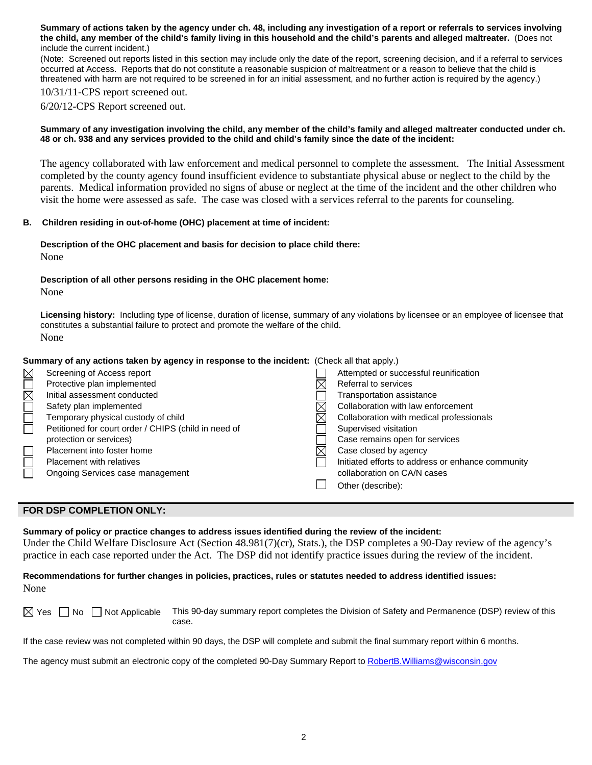**Summary of actions taken by the agency under ch. 48, including any investigation of a report or referrals to services involving the child, any member of the child's family living in this household and the child's parents and alleged maltreater.** (Does not include the current incident.)

(Note: Screened out reports listed in this section may include only the date of the report, screening decision, and if a referral to services occurred at Access. Reports that do not constitute a reasonable suspicion of maltreatment or a reason to believe that the child is threatened with harm are not required to be screened in for an initial assessment, and no further action is required by the agency.)

10/31/11-CPS report screened out.

6/20/12-CPS Report screened out.

**Summary of any investigation involving the child, any member of the child's family and alleged maltreater conducted under ch. 48 or ch. 938 and any services provided to the child and child's family since the date of the incident:**

The agency collaborated with law enforcement and medical personnel to complete the assessment. The Initial Assessment completed by the county agency found insufficient evidence to substantiate physical abuse or neglect to the child by the parents. Medical information provided no signs of abuse or neglect at the time of the incident and the other children who visit the home were assessed as safe. The case was closed with a services referral to the parents for counseling.

**B. Children residing in out-of-home (OHC) placement at time of incident:**

**Description of the OHC placement and basis for decision to place child there:**
None

**Description of all other persons residing in the OHC placement home:**
None

**Licensing history:** Including type of license, duration of license, summary of any violations by licensee or an employee of licensee that constitutes a substantial failure to protect and promote the welfare of the child.
None

**Summary of any actions taken by agency in response to the incident:** (Check all that apply.)

- ☒ Screening of Access report
- ☐ Protective plan implemented
- ☒ Initial assessment conducted
- ☐ Safety plan implemented
- ☐ Temporary physical custody of child
- ☐ Petitioned for court order / CHIPS (child in need of protection or services)
- ☐ Placement into foster home
- ☐ Placement with relatives
- ☐ Ongoing Services case management
- ☐ Attempted or successful reunification
- ☒ Referral to services
- ☐ Transportation assistance
- ☒ Collaboration with law enforcement
- ☒ Collaboration with medical professionals
- ☐ Supervised visitation
- ☐ Case remains open for services
- ☒ Case closed by agency
- ☐ Initiated efforts to address or enhance community collaboration on CA/N cases
- ☐ Other (describe):

## FOR DSP COMPLETION ONLY:

**Summary of policy or practice changes to address issues identified during the review of the incident:**
Under the Child Welfare Disclosure Act (Section 48.981(7)(cr), Stats.), the DSP completes a 90-Day review of the agency's practice in each case reported under the Act. The DSP did not identify practice issues during the review of the incident.

**Recommendations for further changes in policies, practices, rules or statutes needed to address identified issues:**
None

☒ Yes ☐ No ☐ Not Applicable — This 90-day summary report completes the Division of Safety and Permanence (DSP) review of this case.

If the case review was not completed within 90 days, the DSP will complete and submit the final summary report within 6 months.

The agency must submit an electronic copy of the completed 90-Day Summary Report to RobertB.Williams@wisconsin.gov